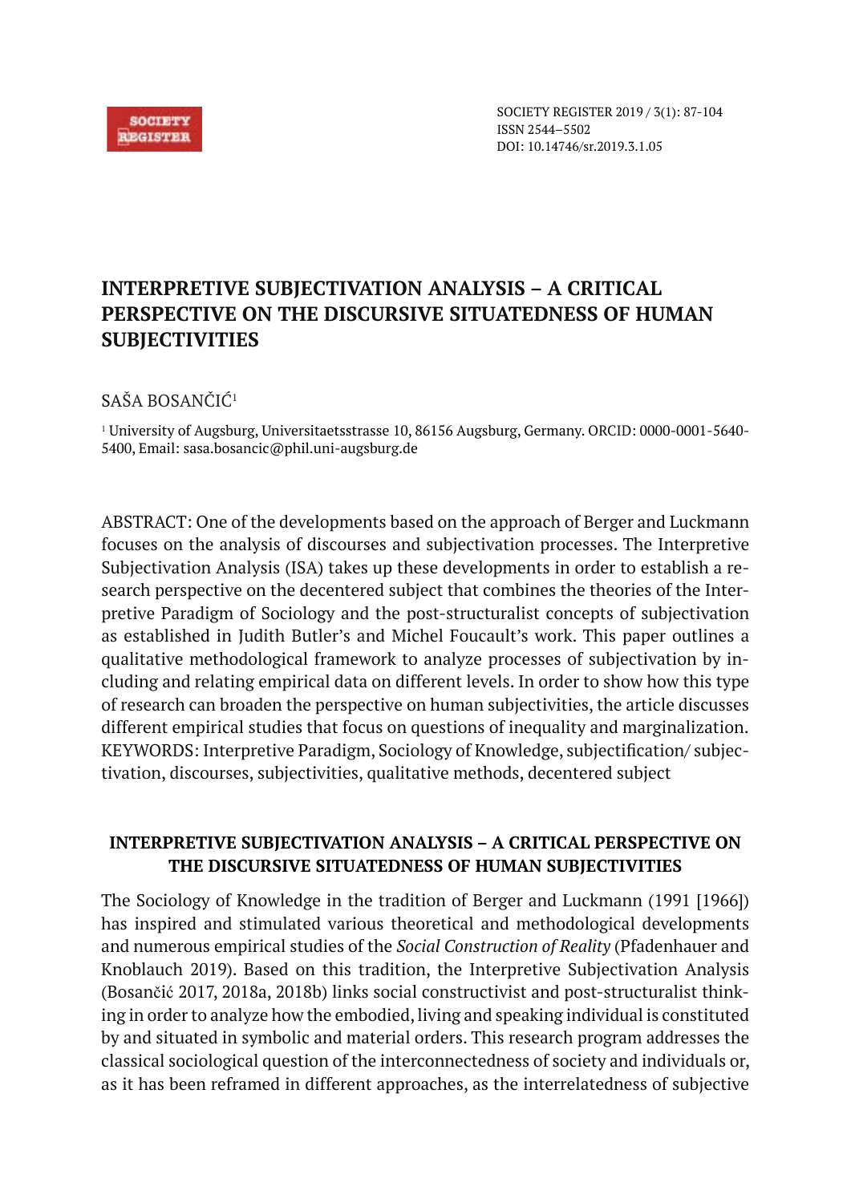SOCIETY REGISTER 2019 / 3(1): 87-104
ISSN 2544–5502
DOI: 10.14746/sr.2019.3.1.05

# INTERPRETIVE SUBJECTIVATION ANALYSIS – A CRITICAL PERSPECTIVE ON THE DISCURSIVE SITUATEDNESS OF HUMAN SUBJECTIVITIES

SAŠA BOSANČIĆ[1]

[1] University of Augsburg, Universitaetsstrasse 10, 86156 Augsburg, Germany. ORCID: 0000-0001-5640-5400, Email: sasa.bosancic@phil.uni-augsburg.de

ABSTRACT: One of the developments based on the approach of Berger and Luckmann focuses on the analysis of discourses and subjectivation processes. The Interpretive Subjectivation Analysis (ISA) takes up these developments in order to establish a research perspective on the decentered subject that combines the theories of the Interpretive Paradigm of Sociology and the post-structuralist concepts of subjectivation as established in Judith Butler's and Michel Foucault's work. This paper outlines a qualitative methodological framework to analyze processes of subjectivation by including and relating empirical data on different levels. In order to show how this type of research can broaden the perspective on human subjectivities, the article discusses different empirical studies that focus on questions of inequality and marginalization.
KEYWORDS: Interpretive Paradigm, Sociology of Knowledge, subjectification/ subjectivation, discourses, subjectivities, qualitative methods, decentered subject

## INTERPRETIVE SUBJECTIVATION ANALYSIS – A CRITICAL PERSPECTIVE ON THE DISCURSIVE SITUATEDNESS OF HUMAN SUBJECTIVITIES

The Sociology of Knowledge in the tradition of Berger and Luckmann (1991 [1966]) has inspired and stimulated various theoretical and methodological developments and numerous empirical studies of the *Social Construction of Reality* (Pfadenhauer and Knoblauch 2019). Based on this tradition, the Interpretive Subjectivation Analysis (Bosančić 2017, 2018a, 2018b) links social constructivist and post-structuralist thinking in order to analyze how the embodied, living and speaking individual is constituted by and situated in symbolic and material orders. This research program addresses the classical sociological question of the interconnectedness of society and individuals or, as it has been reframed in different approaches, as the interrelatedness of subjective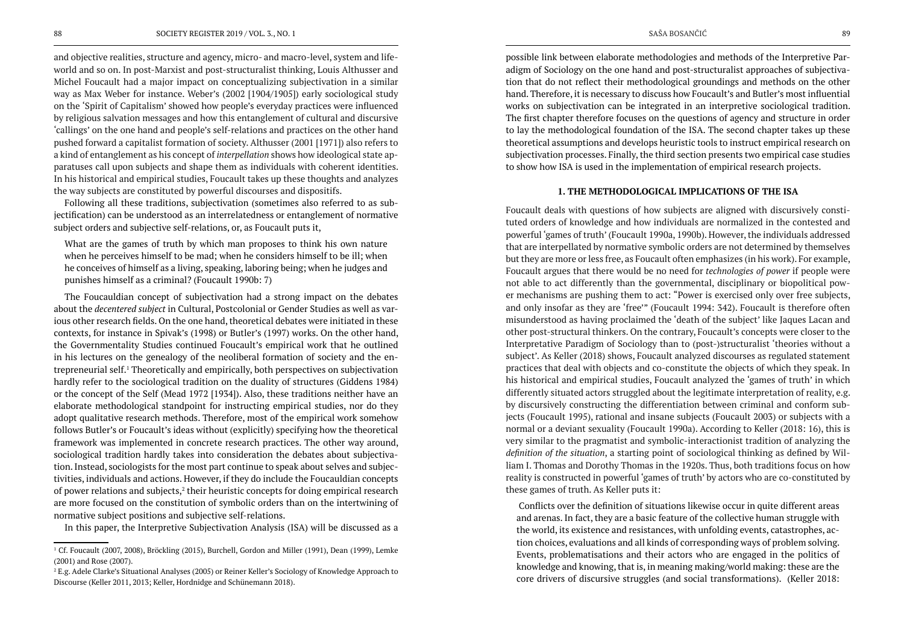and objective realities, structure and agency, micro- and macro-level, system and lifeworld and so on. In post-Marxist and post-structuralist thinking, Louis Althusser and Michel Foucault had a major impact on conceptualizing subjectivation in a similar way as Max Weber for instance. Weber's (2002 [1904/1905]) early sociological study on the 'Spirit of Capitalism' showed how people's everyday practices were influenced by religious salvation messages and how this entanglement of cultural and discursive 'callings' on the one hand and people's self-relations and practices on the other hand pushed forward a capitalist formation of society. Althusser (2001 [1971]) also refers to a kind of entanglement as his concept of *interpellation* shows how ideological state apparatuses call upon subjects and shape them as individuals with coherent identities. In his historical and empirical studies, Foucault takes up these thoughts and analyzes the way subjects are constituted by powerful discourses and dispositifs.

Following all these traditions, subjectivation (sometimes also referred to as subjectification) can be understood as an interrelatedness or entanglement of normative subject orders and subjective self-relations, or, as Foucault puts it,

> What are the games of truth by which man proposes to think his own nature when he perceives himself to be mad; when he considers himself to be ill; when he conceives of himself as a living, speaking, laboring being; when he judges and punishes himself as a criminal? (Foucault 1990b: 7)

The Foucauldian concept of subjectivation had a strong impact on the debates about the *decentered subject* in Cultural, Postcolonial or Gender Studies as well as various other research fields. On the one hand, theoretical debates were initiated in these contexts, for instance in Spivak's (1998) or Butler's (1997) works. On the other hand, the Governmentality Studies continued Foucault's empirical work that he outlined in his lectures on the genealogy of the neoliberal formation of society and the entrepreneurial self.[1] Theoretically and empirically, both perspectives on subjectivation hardly refer to the sociological tradition on the duality of structures (Giddens 1984) or the concept of the Self (Mead 1972 [1934]). Also, these traditions neither have an elaborate methodological standpoint for instructing empirical studies, nor do they adopt qualitative research methods. Therefore, most of the empirical work somehow follows Butler's or Foucault's ideas without (explicitly) specifying how the theoretical framework was implemented in concrete research practices. The other way around, sociological tradition hardly takes into consideration the debates about subjectivation. Instead, sociologists for the most part continue to speak about selves and subjectivities, individuals and actions. However, if they do include the Foucauldian concepts of power relations and subjects,[2] their heuristic concepts for doing empirical research are more focused on the constitution of symbolic orders than on the intertwining of normative subject positions and subjective self-relations.

In this paper, the Interpretive Subjectivation Analysis (ISA) will be discussed as a possible link between elaborate methodologies and methods of the Interpretive Paradigm of Sociology on the one hand and post-structuralist approaches of subjectivation that do not reflect their methodological groundings and methods on the other hand. Therefore, it is necessary to discuss how Foucault's and Butler's most influential works on subjectivation can be integrated in an interpretive sociological tradition. The first chapter therefore focuses on the questions of agency and structure in order to lay the methodological foundation of the ISA. The second chapter takes up these theoretical assumptions and develops heuristic tools to instruct empirical research on subjectivation processes. Finally, the third section presents two empirical case studies to show how ISA is used in the implementation of empirical research projects.

## 1. THE METHODOLOGICAL IMPLICATIONS OF THE ISA

Foucault deals with questions of how subjects are aligned with discursively constituted orders of knowledge and how individuals are normalized in the contested and powerful 'games of truth' (Foucault 1990a, 1990b). However, the individuals addressed that are interpellated by normative symbolic orders are not determined by themselves but they are more or less free, as Foucault often emphasizes (in his work). For example, Foucault argues that there would be no need for *technologies of power* if people were not able to act differently than the governmental, disciplinary or biopolitical power mechanisms are pushing them to act: "Power is exercised only over free subjects, and only insofar as they are 'free'" (Foucault 1994: 342). Foucault is therefore often misunderstood as having proclaimed the 'death of the subject' like Jaques Lacan and other post-structural thinkers. On the contrary, Foucault's concepts were closer to the Interpretative Paradigm of Sociology than to (post-)structuralist 'theories without a subject'. As Keller (2018) shows, Foucault analyzed discourses as regulated statement practices that deal with objects and co-constitute the objects of which they speak. In his historical and empirical studies, Foucault analyzed the 'games of truth' in which differently situated actors struggled about the legitimate interpretation of reality, e.g. by discursively constructing the differentiation between criminal and conform subjects (Foucault 1995), rational and insane subjects (Foucault 2003) or subjects with a normal or a deviant sexuality (Foucault 1990a). According to Keller (2018: 16), this is very similar to the pragmatist and symbolic-interactionist tradition of analyzing the *definition of the situation*, a starting point of sociological thinking as defined by William I. Thomas and Dorothy Thomas in the 1920s. Thus, both traditions focus on how reality is constructed in powerful 'games of truth' by actors who are co-constituted by these games of truth. As Keller puts it:

> Conflicts over the definition of situations likewise occur in quite different areas and arenas. In fact, they are a basic feature of the collective human struggle with the world, its existence and resistances, with unfolding events, catastrophes, action choices, evaluations and all kinds of corresponding ways of problem solving. Events, problematisations and their actors who are engaged in the politics of knowledge and knowing, that is, in meaning making/world making: these are the core drivers of discursive struggles (and social transformations). (Keller 2018:

---

[1] Cf. Foucault (2007, 2008), Bröckling (2015), Burchell, Gordon and Miller (1991), Dean (1999), Lemke (2001) and Rose (2007).

[2] E.g. Adele Clarke's Situational Analyses (2005) or Reiner Keller's Sociology of Knowledge Approach to Discourse (Keller 2011, 2013; Keller, Hordnidge and Schünemann 2018).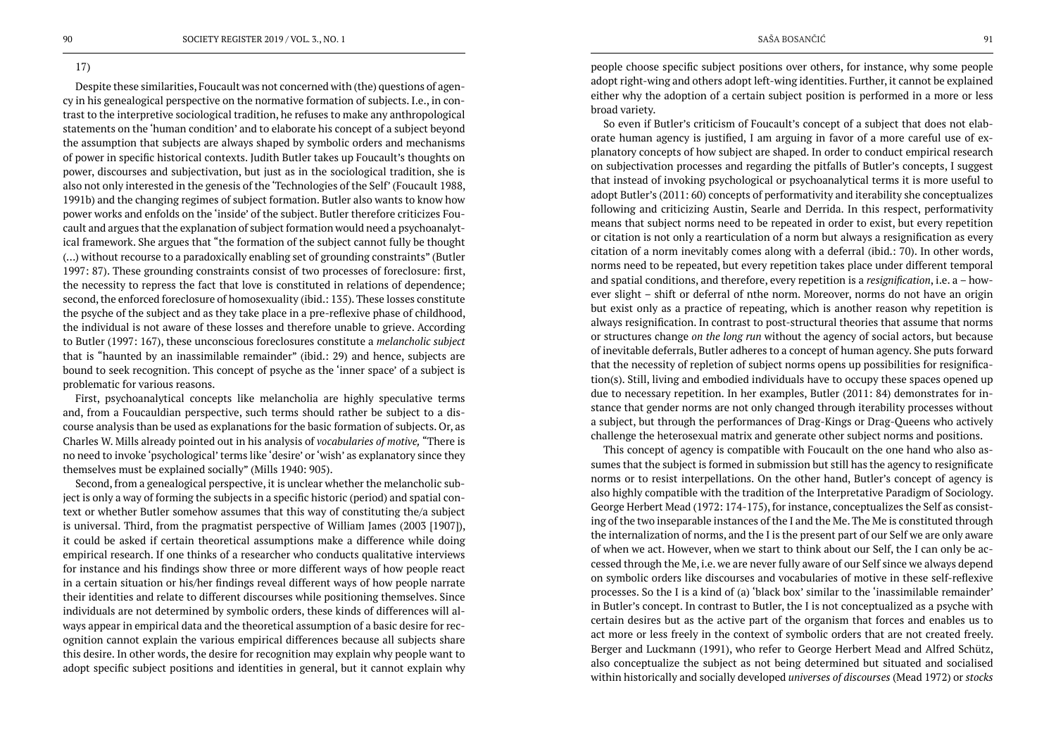17)

Despite these similarities, Foucault was not concerned with (the) questions of agency in his genealogical perspective on the normative formation of subjects. I.e., in contrast to the interpretive sociological tradition, he refuses to make any anthropological statements on the 'human condition' and to elaborate his concept of a subject beyond the assumption that subjects are always shaped by symbolic orders and mechanisms of power in specific historical contexts. Judith Butler takes up Foucault's thoughts on power, discourses and subjectivation, but just as in the sociological tradition, she is also not only interested in the genesis of the 'Technologies of the Self' (Foucault 1988, 1991b) and the changing regimes of subject formation. Butler also wants to know how power works and enfolds on the 'inside' of the subject. Butler therefore criticizes Foucault and argues that the explanation of subject formation would need a psychoanalytical framework. She argues that "the formation of the subject cannot fully be thought (…) without recourse to a paradoxically enabling set of grounding constraints" (Butler 1997: 87). These grounding constraints consist of two processes of foreclosure: first, the necessity to repress the fact that love is constituted in relations of dependence; second, the enforced foreclosure of homosexuality (ibid.: 135). These losses constitute the psyche of the subject and as they take place in a pre-reflexive phase of childhood, the individual is not aware of these losses and therefore unable to grieve. According to Butler (1997: 167), these unconscious foreclosures constitute a *melancholic subject* that is "haunted by an inassimilable remainder" (ibid.: 29) and hence, subjects are bound to seek recognition. This concept of psyche as the 'inner space' of a subject is problematic for various reasons.

First, psychoanalytical concepts like melancholia are highly speculative terms and, from a Foucauldian perspective, such terms should rather be subject to a discourse analysis than be used as explanations for the basic formation of subjects. Or, as Charles W. Mills already pointed out in his analysis of *vocabularies of motive,* "There is no need to invoke 'psychological' terms like 'desire' or 'wish' as explanatory since they themselves must be explained socially" (Mills 1940: 905).

Second, from a genealogical perspective, it is unclear whether the melancholic subject is only a way of forming the subjects in a specific historic (period) and spatial context or whether Butler somehow assumes that this way of constituting the/a subject is universal. Third, from the pragmatist perspective of William James (2003 [1907]), it could be asked if certain theoretical assumptions make a difference while doing empirical research. If one thinks of a researcher who conducts qualitative interviews for instance and his findings show three or more different ways of how people react in a certain situation or his/her findings reveal different ways of how people narrate their identities and relate to different discourses while positioning themselves. Since individuals are not determined by symbolic orders, these kinds of differences will always appear in empirical data and the theoretical assumption of a basic desire for recognition cannot explain the various empirical differences because all subjects share this desire. In other words, the desire for recognition may explain why people want to adopt specific subject positions and identities in general, but it cannot explain why people choose specific subject positions over others, for instance, why some people adopt right-wing and others adopt left-wing identities. Further, it cannot be explained either why the adoption of a certain subject position is performed in a more or less broad variety.

So even if Butler's criticism of Foucault's concept of a subject that does not elaborate human agency is justified, I am arguing in favor of a more careful use of explanatory concepts of how subject are shaped. In order to conduct empirical research on subjectivation processes and regarding the pitfalls of Butler's concepts, I suggest that instead of invoking psychological or psychoanalytical terms it is more useful to adopt Butler's (2011: 60) concepts of performativity and iterability she conceptualizes following and criticizing Austin, Searle and Derrida. In this respect, performativity means that subject norms need to be repeated in order to exist, but every repetition or citation is not only a rearticulation of a norm but always a resignification as every citation of a norm inevitably comes along with a deferral (ibid.: 70). In other words, norms need to be repeated, but every repetition takes place under different temporal and spatial conditions, and therefore, every repetition is a *resignification*, i.e. a – however slight – shift or deferral of nthe norm. Moreover, norms do not have an origin but exist only as a practice of repeating, which is another reason why repetition is always resignification. In contrast to post-structural theories that assume that norms or structures change *on the long run* without the agency of social actors, but because of inevitable deferrals, Butler adheres to a concept of human agency. She puts forward that the necessity of repletion of subject norms opens up possibilities for resignification(s). Still, living and embodied individuals have to occupy these spaces opened up due to necessary repetition. In her examples, Butler (2011: 84) demonstrates for instance that gender norms are not only changed through iterability processes without a subject, but through the performances of Drag-Kings or Drag-Queens who actively challenge the heterosexual matrix and generate other subject norms and positions.

This concept of agency is compatible with Foucault on the one hand who also assumes that the subject is formed in submission but still has the agency to resignificate norms or to resist interpellations. On the other hand, Butler's concept of agency is also highly compatible with the tradition of the Interpretative Paradigm of Sociology. George Herbert Mead (1972: 174-175), for instance, conceptualizes the Self as consisting of the two inseparable instances of the I and the Me. The Me is constituted through the internalization of norms, and the I is the present part of our Self we are only aware of when we act. However, when we start to think about our Self, the I can only be accessed through the Me, i.e. we are never fully aware of our Self since we always depend on symbolic orders like discourses and vocabularies of motive in these self-reflexive processes. So the I is a kind of (a) 'black box' similar to the 'inassimilable remainder' in Butler's concept. In contrast to Butler, the I is not conceptualized as a psyche with certain desires but as the active part of the organism that forces and enables us to act more or less freely in the context of symbolic orders that are not created freely. Berger and Luckmann (1991), who refer to George Herbert Mead and Alfred Schütz, also conceptualize the subject as not being determined but situated and socialised within historically and socially developed *universes of discourses* (Mead 1972) or *stocks*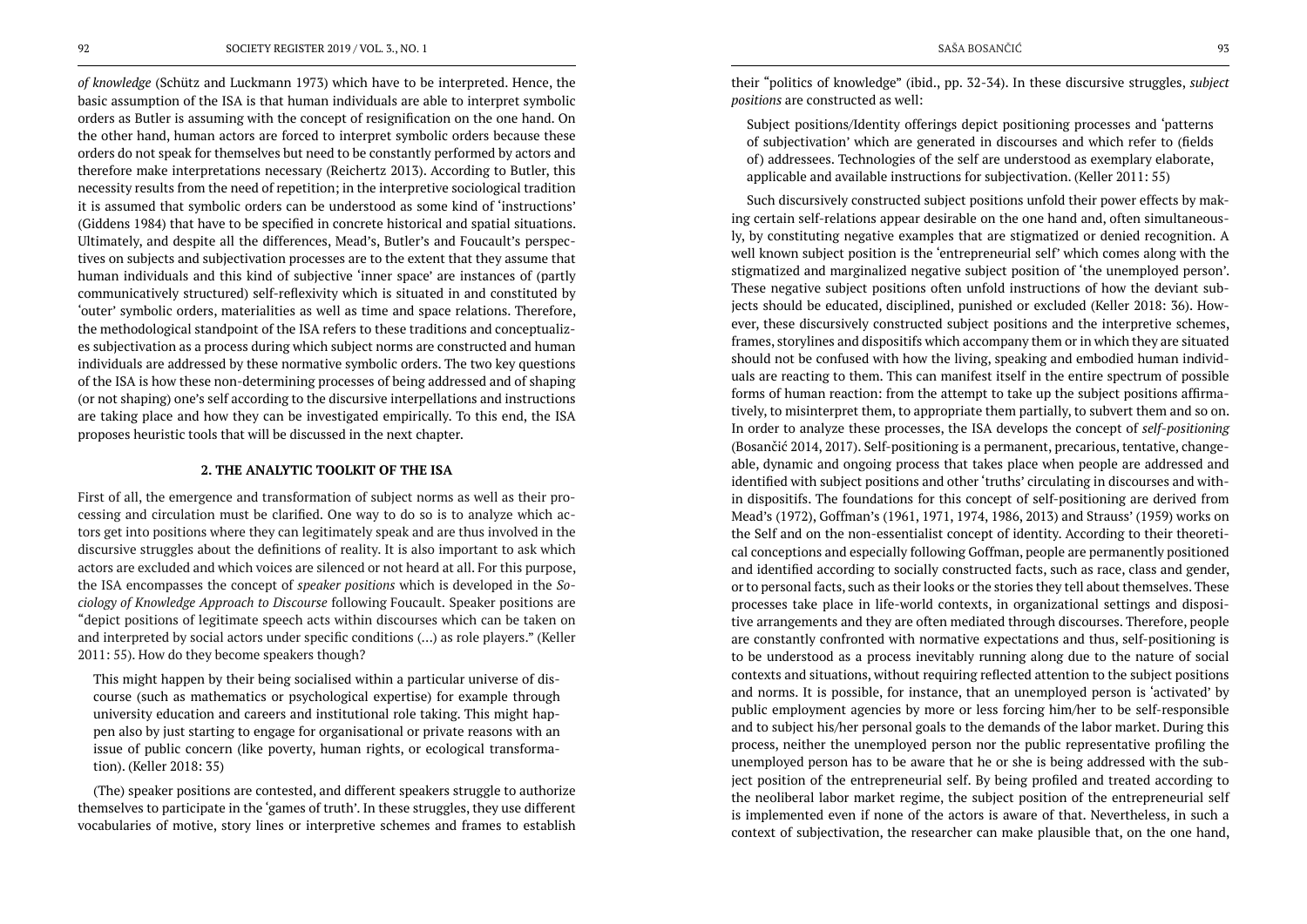*of knowledge* (Schütz and Luckmann 1973) which have to be interpreted. Hence, the basic assumption of the ISA is that human individuals are able to interpret symbolic orders as Butler is assuming with the concept of resignification on the one hand. On the other hand, human actors are forced to interpret symbolic orders because these orders do not speak for themselves but need to be constantly performed by actors and therefore make interpretations necessary (Reichertz 2013). According to Butler, this necessity results from the need of repetition; in the interpretive sociological tradition it is assumed that symbolic orders can be understood as some kind of 'instructions' (Giddens 1984) that have to be specified in concrete historical and spatial situations. Ultimately, and despite all the differences, Mead's, Butler's and Foucault's perspectives on subjects and subjectivation processes are to the extent that they assume that human individuals and this kind of subjective 'inner space' are instances of (partly communicatively structured) self-reflexivity which is situated in and constituted by 'outer' symbolic orders, materialities as well as time and space relations. Therefore, the methodological standpoint of the ISA refers to these traditions and conceptualizes subjectivation as a process during which subject norms are constructed and human individuals are addressed by these normative symbolic orders. The two key questions of the ISA is how these non-determining processes of being addressed and of shaping (or not shaping) one's self according to the discursive interpellations and instructions are taking place and how they can be investigated empirically. To this end, the ISA proposes heuristic tools that will be discussed in the next chapter.

## 2. THE ANALYTIC TOOLKIT OF THE ISA

First of all, the emergence and transformation of subject norms as well as their processing and circulation must be clarified. One way to do so is to analyze which actors get into positions where they can legitimately speak and are thus involved in the discursive struggles about the definitions of reality. It is also important to ask which actors are excluded and which voices are silenced or not heard at all. For this purpose, the ISA encompasses the concept of *speaker positions* which is developed in the *Sociology of Knowledge Approach to Discourse* following Foucault. Speaker positions are "depict positions of legitimate speech acts within discourses which can be taken on and interpreted by social actors under specific conditions (…) as role players." (Keller 2011: 55). How do they become speakers though?

> This might happen by their being socialised within a particular universe of discourse (such as mathematics or psychological expertise) for example through university education and careers and institutional role taking. This might happen also by just starting to engage for organisational or private reasons with an issue of public concern (like poverty, human rights, or ecological transformation). (Keller 2018: 35)

(The) speaker positions are contested, and different speakers struggle to authorize themselves to participate in the 'games of truth'. In these struggles, they use different vocabularies of motive, story lines or interpretive schemes and frames to establish their "politics of knowledge" (ibid., pp. 32-34). In these discursive struggles, *subject positions* are constructed as well:

> Subject positions/Identity offerings depict positioning processes and 'patterns of subjectivation' which are generated in discourses and which refer to (fields of) addressees. Technologies of the self are understood as exemplary elaborate, applicable and available instructions for subjectivation. (Keller 2011: 55)

Such discursively constructed subject positions unfold their power effects by making certain self-relations appear desirable on the one hand and, often simultaneously, by constituting negative examples that are stigmatized or denied recognition. A well known subject position is the 'entrepreneurial self' which comes along with the stigmatized and marginalized negative subject position of 'the unemployed person'. These negative subject positions often unfold instructions of how the deviant subjects should be educated, disciplined, punished or excluded (Keller 2018: 36). However, these discursively constructed subject positions and the interpretive schemes, frames, storylines and dispositifs which accompany them or in which they are situated should not be confused with how the living, speaking and embodied human individuals are reacting to them. This can manifest itself in the entire spectrum of possible forms of human reaction: from the attempt to take up the subject positions affirmatively, to misinterpret them, to appropriate them partially, to subvert them and so on. In order to analyze these processes, the ISA develops the concept of *self-positioning* (Bosančić 2014, 2017). Self-positioning is a permanent, precarious, tentative, changeable, dynamic and ongoing process that takes place when people are addressed and identified with subject positions and other 'truths' circulating in discourses and within dispositifs. The foundations for this concept of self-positioning are derived from Mead's (1972), Goffman's (1961, 1971, 1974, 1986, 2013) and Strauss' (1959) works on the Self and on the non-essentialist concept of identity. According to their theoretical conceptions and especially following Goffman, people are permanently positioned and identified according to socially constructed facts, such as race, class and gender, or to personal facts, such as their looks or the stories they tell about themselves. These processes take place in life-world contexts, in organizational settings and dispositive arrangements and they are often mediated through discourses. Therefore, people are constantly confronted with normative expectations and thus, self-positioning is to be understood as a process inevitably running along due to the nature of social contexts and situations, without requiring reflected attention to the subject positions and norms. It is possible, for instance, that an unemployed person is 'activated' by public employment agencies by more or less forcing him/her to be self-responsible and to subject his/her personal goals to the demands of the labor market. During this process, neither the unemployed person nor the public representative profiling the unemployed person has to be aware that he or she is being addressed with the subject position of the entrepreneurial self. By being profiled and treated according to the neoliberal labor market regime, the subject position of the entrepreneurial self is implemented even if none of the actors is aware of that. Nevertheless, in such a context of subjectivation, the researcher can make plausible that, on the one hand,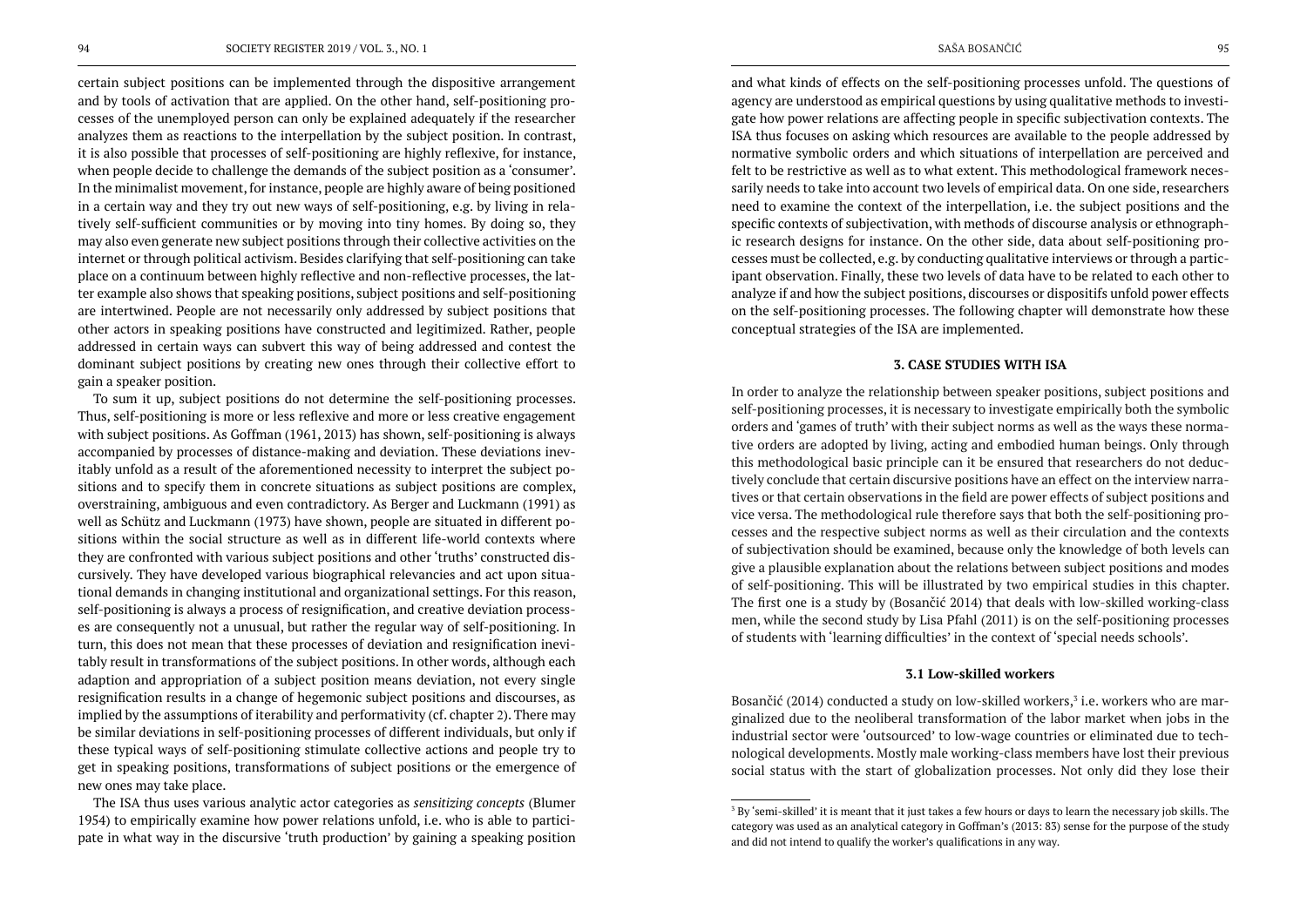certain subject positions can be implemented through the dispositive arrangement and by tools of activation that are applied. On the other hand, self-positioning processes of the unemployed person can only be explained adequately if the researcher analyzes them as reactions to the interpellation by the subject position. In contrast, it is also possible that processes of self-positioning are highly reflexive, for instance, when people decide to challenge the demands of the subject position as a 'consumer'. In the minimalist movement, for instance, people are highly aware of being positioned in a certain way and they try out new ways of self-positioning, e.g. by living in relatively self-sufficient communities or by moving into tiny homes. By doing so, they may also even generate new subject positions through their collective activities on the internet or through political activism. Besides clarifying that self-positioning can take place on a continuum between highly reflective and non-reflective processes, the latter example also shows that speaking positions, subject positions and self-positioning are intertwined. People are not necessarily only addressed by subject positions that other actors in speaking positions have constructed and legitimized. Rather, people addressed in certain ways can subvert this way of being addressed and contest the dominant subject positions by creating new ones through their collective effort to gain a speaker position.

To sum it up, subject positions do not determine the self-positioning processes. Thus, self-positioning is more or less reflexive and more or less creative engagement with subject positions. As Goffman (1961, 2013) has shown, self-positioning is always accompanied by processes of distance-making and deviation. These deviations inevitably unfold as a result of the aforementioned necessity to interpret the subject positions and to specify them in concrete situations as subject positions are complex, overstraining, ambiguous and even contradictory. As Berger and Luckmann (1991) as well as Schütz and Luckmann (1973) have shown, people are situated in different positions within the social structure as well as in different life-world contexts where they are confronted with various subject positions and other 'truths' constructed discursively. They have developed various biographical relevancies and act upon situational demands in changing institutional and organizational settings. For this reason, self-positioning is always a process of resignification, and creative deviation processes are consequently not a unusual, but rather the regular way of self-positioning. In turn, this does not mean that these processes of deviation and resignification inevitably result in transformations of the subject positions. In other words, although each adaption and appropriation of a subject position means deviation, not every single resignification results in a change of hegemonic subject positions and discourses, as implied by the assumptions of iterability and performativity (cf. chapter 2). There may be similar deviations in self-positioning processes of different individuals, but only if these typical ways of self-positioning stimulate collective actions and people try to get in speaking positions, transformations of subject positions or the emergence of new ones may take place.

The ISA thus uses various analytic actor categories as *sensitizing concepts* (Blumer 1954) to empirically examine how power relations unfold, i.e. who is able to participate in what way in the discursive 'truth production' by gaining a speaking position and what kinds of effects on the self-positioning processes unfold. The questions of agency are understood as empirical questions by using qualitative methods to investigate how power relations are affecting people in specific subjectivation contexts. The ISA thus focuses on asking which resources are available to the people addressed by normative symbolic orders and which situations of interpellation are perceived and felt to be restrictive as well as to what extent. This methodological framework necessarily needs to take into account two levels of empirical data. On one side, researchers need to examine the context of the interpellation, i.e. the subject positions and the specific contexts of subjectivation, with methods of discourse analysis or ethnographic research designs for instance. On the other side, data about self-positioning processes must be collected, e.g. by conducting qualitative interviews or through a participant observation. Finally, these two levels of data have to be related to each other to analyze if and how the subject positions, discourses or dispositifs unfold power effects on the self-positioning processes. The following chapter will demonstrate how these conceptual strategies of the ISA are implemented.

## 3. CASE STUDIES WITH ISA

In order to analyze the relationship between speaker positions, subject positions and self-positioning processes, it is necessary to investigate empirically both the symbolic orders and 'games of truth' with their subject norms as well as the ways these normative orders are adopted by living, acting and embodied human beings. Only through this methodological basic principle can it be ensured that researchers do not deductively conclude that certain discursive positions have an effect on the interview narratives or that certain observations in the field are power effects of subject positions and vice versa. The methodological rule therefore says that both the self-positioning processes and the respective subject norms as well as their circulation and the contexts of subjectivation should be examined, because only the knowledge of both levels can give a plausible explanation about the relations between subject positions and modes of self-positioning. This will be illustrated by two empirical studies in this chapter. The first one is a study by (Bosančić 2014) that deals with low-skilled working-class men, while the second study by Lisa Pfahl (2011) is on the self-positioning processes of students with 'learning difficulties' in the context of 'special needs schools'.

### 3.1 Low-skilled workers

Bosančić (2014) conducted a study on low-skilled workers,[3] i.e. workers who are marginalized due to the neoliberal transformation of the labor market when jobs in the industrial sector were 'outsourced' to low-wage countries or eliminated due to technological developments. Mostly male working-class members have lost their previous social status with the start of globalization processes. Not only did they lose their

[3] By 'semi-skilled' it is meant that it just takes a few hours or days to learn the necessary job skills. The category was used as an analytical category in Goffman's (2013: 83) sense for the purpose of the study and did not intend to qualify the worker's qualifications in any way.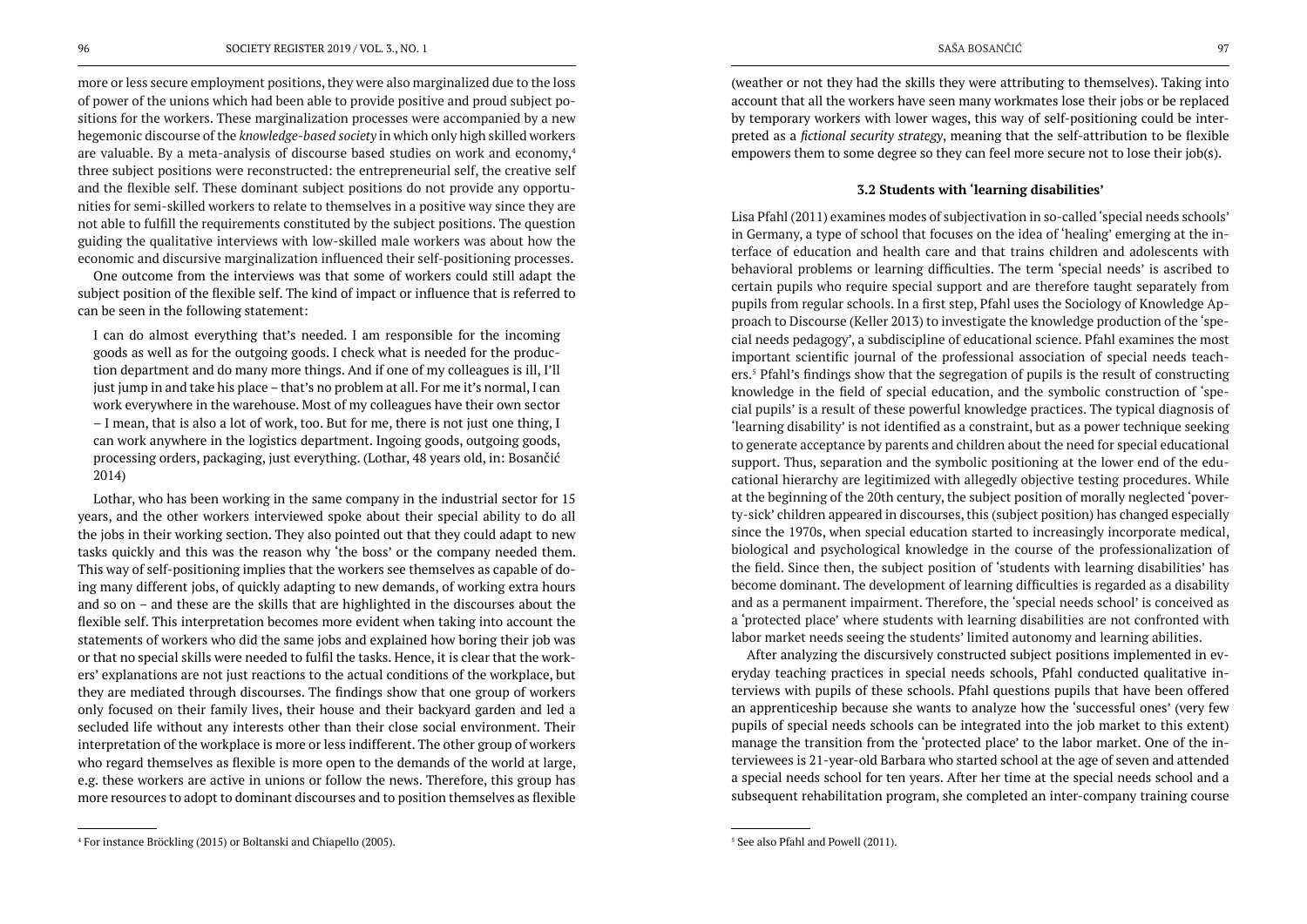more or less secure employment positions, they were also marginalized due to the loss of power of the unions which had been able to provide positive and proud subject positions for the workers. These marginalization processes were accompanied by a new hegemonic discourse of the *knowledge-based society* in which only high skilled workers are valuable. By a meta-analysis of discourse based studies on work and economy,[4] three subject positions were reconstructed: the entrepreneurial self, the creative self and the flexible self. These dominant subject positions do not provide any opportunities for semi-skilled workers to relate to themselves in a positive way since they are not able to fulfill the requirements constituted by the subject positions. The question guiding the qualitative interviews with low-skilled male workers was about how the economic and discursive marginalization influenced their self-positioning processes.

One outcome from the interviews was that some of workers could still adapt the subject position of the flexible self. The kind of impact or influence that is referred to can be seen in the following statement:

> I can do almost everything that's needed. I am responsible for the incoming goods as well as for the outgoing goods. I check what is needed for the production department and do many more things. And if one of my colleagues is ill, I'll just jump in and take his place – that's no problem at all. For me it's normal, I can work everywhere in the warehouse. Most of my colleagues have their own sector – I mean, that is also a lot of work, too. But for me, there is not just one thing, I can work anywhere in the logistics department. Ingoing goods, outgoing goods, processing orders, packaging, just everything. (Lothar, 48 years old, in: Bosančić 2014)

Lothar, who has been working in the same company in the industrial sector for 15 years, and the other workers interviewed spoke about their special ability to do all the jobs in their working section. They also pointed out that they could adapt to new tasks quickly and this was the reason why 'the boss' or the company needed them. This way of self-positioning implies that the workers see themselves as capable of doing many different jobs, of quickly adapting to new demands, of working extra hours and so on – and these are the skills that are highlighted in the discourses about the flexible self. This interpretation becomes more evident when taking into account the statements of workers who did the same jobs and explained how boring their job was or that no special skills were needed to fulfil the tasks. Hence, it is clear that the workers' explanations are not just reactions to the actual conditions of the workplace, but they are mediated through discourses. The findings show that one group of workers only focused on their family lives, their house and their backyard garden and led a secluded life without any interests other than their close social environment. Their interpretation of the workplace is more or less indifferent. The other group of workers who regard themselves as flexible is more open to the demands of the world at large, e.g. these workers are active in unions or follow the news. Therefore, this group has more resources to adopt to dominant discourses and to position themselves as flexible (weather or not they had the skills they were attributing to themselves). Taking into account that all the workers have seen many workmates lose their jobs or be replaced by temporary workers with lower wages, this way of self-positioning could be interpreted as a *fictional security strategy*, meaning that the self-attribution to be flexible empowers them to some degree so they can feel more secure not to lose their job(s).

### 3.2 Students with 'learning disabilities'

Lisa Pfahl (2011) examines modes of subjectivation in so-called 'special needs schools' in Germany, a type of school that focuses on the idea of 'healing' emerging at the interface of education and health care and that trains children and adolescents with behavioral problems or learning difficulties. The term 'special needs' is ascribed to certain pupils who require special support and are therefore taught separately from pupils from regular schools. In a first step, Pfahl uses the Sociology of Knowledge Approach to Discourse (Keller 2013) to investigate the knowledge production of the 'special needs pedagogy', a subdiscipline of educational science. Pfahl examines the most important scientific journal of the professional association of special needs teachers.[5] Pfahl's findings show that the segregation of pupils is the result of constructing knowledge in the field of special education, and the symbolic construction of 'special pupils' is a result of these powerful knowledge practices. The typical diagnosis of 'learning disability' is not identified as a constraint, but as a power technique seeking to generate acceptance by parents and children about the need for special educational support. Thus, separation and the symbolic positioning at the lower end of the educational hierarchy are legitimized with allegedly objective testing procedures. While at the beginning of the 20th century, the subject position of morally neglected 'poverty-sick' children appeared in discourses, this (subject position) has changed especially since the 1970s, when special education started to increasingly incorporate medical, biological and psychological knowledge in the course of the professionalization of the field. Since then, the subject position of 'students with learning disabilities' has become dominant. The development of learning difficulties is regarded as a disability and as a permanent impairment. Therefore, the 'special needs school' is conceived as a 'protected place' where students with learning disabilities are not confronted with labor market needs seeing the students' limited autonomy and learning abilities.

After analyzing the discursively constructed subject positions implemented in everyday teaching practices in special needs schools, Pfahl conducted qualitative interviews with pupils of these schools. Pfahl questions pupils that have been offered an apprenticeship because she wants to analyze how the 'successful ones' (very few pupils of special needs schools can be integrated into the job market to this extent) manage the transition from the 'protected place' to the labor market. One of the interviewees is 21-year-old Barbara who started school at the age of seven and attended a special needs school for ten years. After her time at the special needs school and a subsequent rehabilitation program, she completed an inter-company training course

[4] For instance Bröckling (2015) or Boltanski and Chiapello (2005).

[5] See also Pfahl and Powell (2011).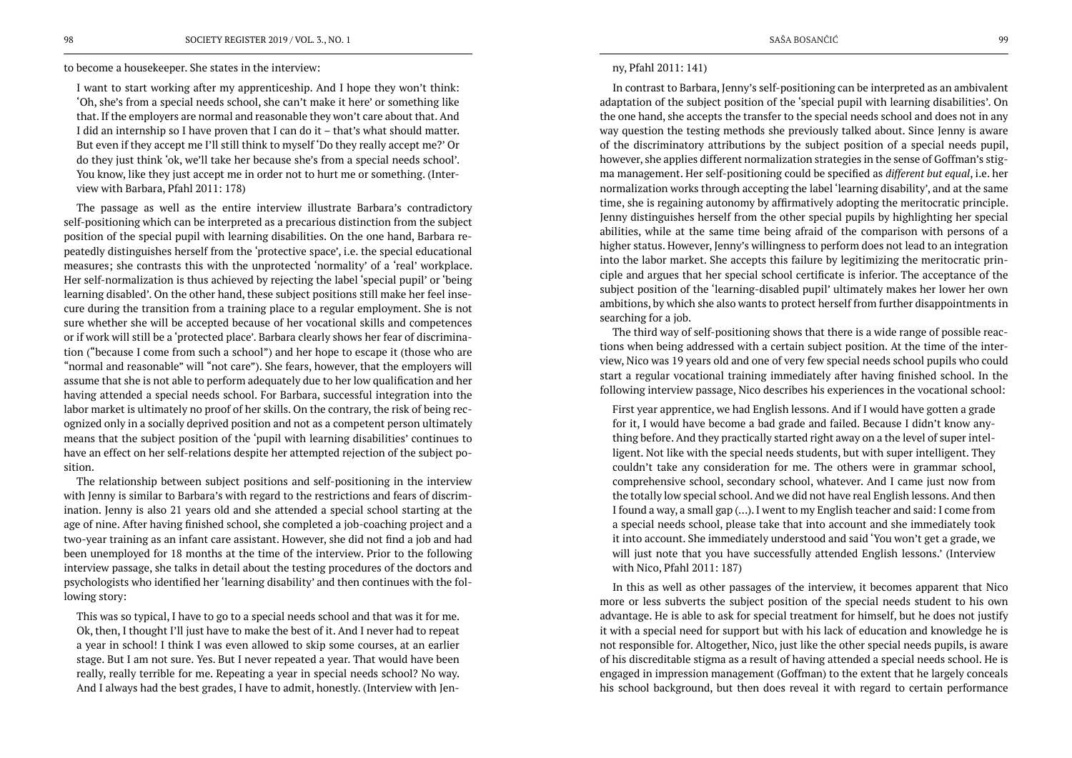to become a housekeeper. She states in the interview:

> I want to start working after my apprenticeship. And I hope they won't think: 'Oh, she's from a special needs school, she can't make it here' or something like that. If the employers are normal and reasonable they won't care about that. And I did an internship so I have proven that I can do it – that's what should matter. But even if they accept me I'll still think to myself 'Do they really accept me?' Or do they just think 'ok, we'll take her because she's from a special needs school'. You know, like they just accept me in order not to hurt me or something. (Interview with Barbara, Pfahl 2011: 178)

The passage as well as the entire interview illustrate Barbara's contradictory self-positioning which can be interpreted as a precarious distinction from the subject position of the special pupil with learning disabilities. On the one hand, Barbara repeatedly distinguishes herself from the 'protective space', i.e. the special educational measures; she contrasts this with the unprotected 'normality' of a 'real' workplace. Her self-normalization is thus achieved by rejecting the label 'special pupil' or 'being learning disabled'. On the other hand, these subject positions still make her feel insecure during the transition from a training place to a regular employment. She is not sure whether she will be accepted because of her vocational skills and competences or if work will still be a 'protected place'. Barbara clearly shows her fear of discrimination ("because I come from such a school") and her hope to escape it (those who are "normal and reasonable" will "not care"). She fears, however, that the employers will assume that she is not able to perform adequately due to her low qualification and her having attended a special needs school. For Barbara, successful integration into the labor market is ultimately no proof of her skills. On the contrary, the risk of being recognized only in a socially deprived position and not as a competent person ultimately means that the subject position of the 'pupil with learning disabilities' continues to have an effect on her self-relations despite her attempted rejection of the subject position.

The relationship between subject positions and self-positioning in the interview with Jenny is similar to Barbara's with regard to the restrictions and fears of discrimination. Jenny is also 21 years old and she attended a special school starting at the age of nine. After having finished school, she completed a job-coaching project and a two-year training as an infant care assistant. However, she did not find a job and had been unemployed for 18 months at the time of the interview. Prior to the following interview passage, she talks in detail about the testing procedures of the doctors and psychologists who identified her 'learning disability' and then continues with the following story:

> This was so typical, I have to go to a special needs school and that was it for me. Ok, then, I thought I'll just have to make the best of it. And I never had to repeat a year in school! I think I was even allowed to skip some courses, at an earlier stage. But I am not sure. Yes. But I never repeated a year. That would have been really, really terrible for me. Repeating a year in special needs school? No way. And I always had the best grades, I have to admit, honestly. (Interview with Jenny, Pfahl 2011: 141)

In contrast to Barbara, Jenny's self-positioning can be interpreted as an ambivalent adaptation of the subject position of the 'special pupil with learning disabilities'. On the one hand, she accepts the transfer to the special needs school and does not in any way question the testing methods she previously talked about. Since Jenny is aware of the discriminatory attributions by the subject position of a special needs pupil, however, she applies different normalization strategies in the sense of Goffman's stigma management. Her self-positioning could be specified as *different but equal*, i.e. her normalization works through accepting the label 'learning disability', and at the same time, she is regaining autonomy by affirmatively adopting the meritocratic principle. Jenny distinguishes herself from the other special pupils by highlighting her special abilities, while at the same time being afraid of the comparison with persons of a higher status. However, Jenny's willingness to perform does not lead to an integration into the labor market. She accepts this failure by legitimizing the meritocratic principle and argues that her special school certificate is inferior. The acceptance of the subject position of the 'learning-disabled pupil' ultimately makes her lower her own ambitions, by which she also wants to protect herself from further disappointments in searching for a job.

The third way of self-positioning shows that there is a wide range of possible reactions when being addressed with a certain subject position. At the time of the interview, Nico was 19 years old and one of very few special needs school pupils who could start a regular vocational training immediately after having finished school. In the following interview passage, Nico describes his experiences in the vocational school:

> First year apprentice, we had English lessons. And if I would have gotten a grade for it, I would have become a bad grade and failed. Because I didn't know anything before. And they practically started right away on a the level of super intelligent. Not like with the special needs students, but with super intelligent. They couldn't take any consideration for me. The others were in grammar school, comprehensive school, secondary school, whatever. And I came just now from the totally low special school. And we did not have real English lessons. And then I found a way, a small gap (…). I went to my English teacher and said: I come from a special needs school, please take that into account and she immediately took it into account. She immediately understood and said 'You won't get a grade, we will just note that you have successfully attended English lessons.' (Interview with Nico, Pfahl 2011: 187)

In this as well as other passages of the interview, it becomes apparent that Nico more or less subverts the subject position of the special needs student to his own advantage. He is able to ask for special treatment for himself, but he does not justify it with a special need for support but with his lack of education and knowledge he is not responsible for. Altogether, Nico, just like the other special needs pupils, is aware of his discreditable stigma as a result of having attended a special needs school. He is engaged in impression management (Goffman) to the extent that he largely conceals his school background, but then does reveal it with regard to certain performance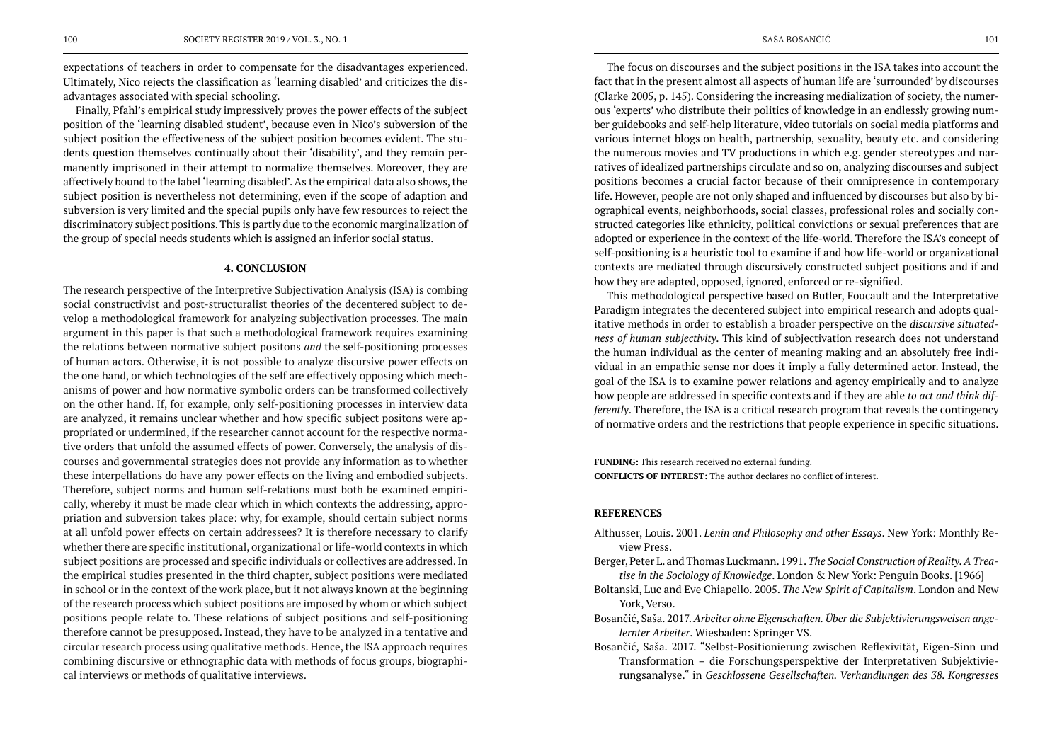expectations of teachers in order to compensate for the disadvantages experienced. Ultimately, Nico rejects the classification as 'learning disabled' and criticizes the disadvantages associated with special schooling.

Finally, Pfahl's empirical study impressively proves the power effects of the subject position of the 'learning disabled student', because even in Nico's subversion of the subject position the effectiveness of the subject position becomes evident. The students question themselves continually about their 'disability', and they remain permanently imprisoned in their attempt to normalize themselves. Moreover, they are affectively bound to the label 'learning disabled'. As the empirical data also shows, the subject position is nevertheless not determining, even if the scope of adaption and subversion is very limited and the special pupils only have few resources to reject the discriminatory subject positions. This is partly due to the economic marginalization of the group of special needs students which is assigned an inferior social status.

## 4. CONCLUSION

The research perspective of the Interpretive Subjectivation Analysis (ISA) is combing social constructivist and post-structuralist theories of the decentered subject to develop a methodological framework for analyzing subjectivation processes. The main argument in this paper is that such a methodological framework requires examining the relations between normative subject positons *and* the self-positioning processes of human actors. Otherwise, it is not possible to analyze discursive power effects on the one hand, or which technologies of the self are effectively opposing which mechanisms of power and how normative symbolic orders can be transformed collectively on the other hand. If, for example, only self-positioning processes in interview data are analyzed, it remains unclear whether and how specific subject positons were appropriated or undermined, if the researcher cannot account for the respective normative orders that unfold the assumed effects of power. Conversely, the analysis of discourses and governmental strategies does not provide any information as to whether these interpellations do have any power effects on the living and embodied subjects. Therefore, subject norms and human self-relations must both be examined empirically, whereby it must be made clear which in which contexts the addressing, appropriation and subversion takes place: why, for example, should certain subject norms at all unfold power effects on certain addressees? It is therefore necessary to clarify whether there are specific institutional, organizational or life-world contexts in which subject positions are processed and specific individuals or collectives are addressed. In the empirical studies presented in the third chapter, subject positions were mediated in school or in the context of the work place, but it not always known at the beginning of the research process which subject positions are imposed by whom or which subject positions people relate to. These relations of subject positions and self-positioning therefore cannot be presupposed. Instead, they have to be analyzed in a tentative and circular research process using qualitative methods. Hence, the ISA approach requires combining discursive or ethnographic data with methods of focus groups, biographical interviews or methods of qualitative interviews.

The focus on discourses and the subject positions in the ISA takes into account the fact that in the present almost all aspects of human life are 'surrounded' by discourses (Clarke 2005, p. 145). Considering the increasing medialization of society, the numerous 'experts' who distribute their politics of knowledge in an endlessly growing number guidebooks and self-help literature, video tutorials on social media platforms and various internet blogs on health, partnership, sexuality, beauty etc. and considering the numerous movies and TV productions in which e.g. gender stereotypes and narratives of idealized partnerships circulate and so on, analyzing discourses and subject positions becomes a crucial factor because of their omnipresence in contemporary life. However, people are not only shaped and influenced by discourses but also by biographical events, neighborhoods, social classes, professional roles and socially constructed categories like ethnicity, political convictions or sexual preferences that are adopted or experience in the context of the life-world. Therefore the ISA's concept of self-positioning is a heuristic tool to examine if and how life-world or organizational contexts are mediated through discursively constructed subject positions and if and how they are adapted, opposed, ignored, enforced or re-signified.

This methodological perspective based on Butler, Foucault and the Interpretative Paradigm integrates the decentered subject into empirical research and adopts qualitative methods in order to establish a broader perspective on the *discursive situatedness of human subjectivity*. This kind of subjectivation research does not understand the human individual as the center of meaning making and an absolutely free individual in an empathic sense nor does it imply a fully determined actor. Instead, the goal of the ISA is to examine power relations and agency empirically and to analyze how people are addressed in specific contexts and if they are able *to act and think differently*. Therefore, the ISA is a critical research program that reveals the contingency of normative orders and the restrictions that people experience in specific situations.

**FUNDING:** This research received no external funding.
**CONFLICTS OF INTEREST:** The author declares no conflict of interest.

### REFERENCES

Althusser, Louis. 2001. *Lenin and Philosophy and other Essays*. New York: Monthly Review Press.

Berger, Peter L. and Thomas Luckmann. 1991. *The Social Construction of Reality. A Treatise in the Sociology of Knowledge*. London & New York: Penguin Books. [1966]

Boltanski, Luc and Eve Chiapello. 2005. *The New Spirit of Capitalism*. London and New York, Verso.

Bosančić, Saša. 2017. *Arbeiter ohne Eigenschaften. Über die Subjektivierungsweisen angelernter Arbeiter*. Wiesbaden: Springer VS.

Bosančić, Saša. 2017. "Selbst-Positionierung zwischen Reflexivität, Eigen-Sinn und Transformation – die Forschungsperspektive der Interpretativen Subjektivierungsanalyse." in *Geschlossene Gesellschaften. Verhandlungen des 38. Kongresses*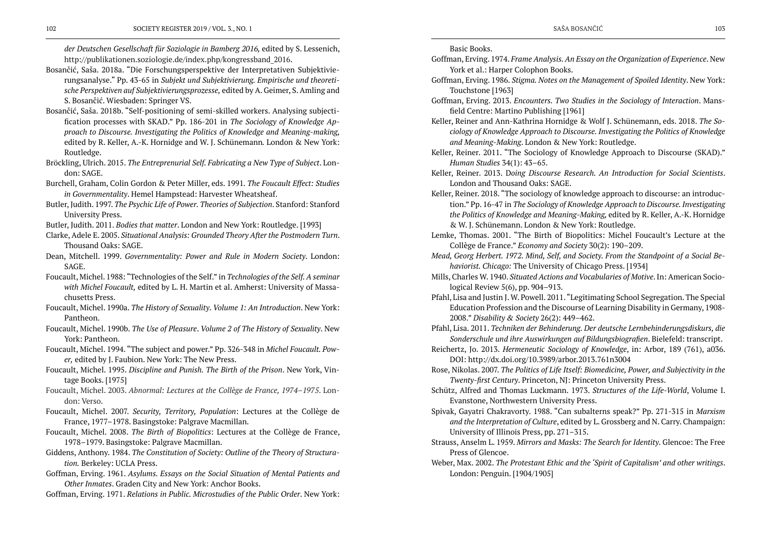*der Deutschen Gesellschaft für Soziologie in Bamberg 2016,* edited by S. Lessenich, http://publikationen.soziologie.de/index.php/kongressband_2016.

Bosančić, Saša. 2018a. "Die Forschungsperspektive der Interpretativen Subjektivierungsanalyse." Pp. 43-65 in *Subjekt und Subjektivierung. Empirische und theoretische Perspektiven auf Subjektivierungsprozesse,* edited by A. Geimer, S. Amling and S. Bosančić. Wiesbaden: Springer VS.

Bosančić, Saša. 2018b. "Self-positioning of semi-skilled workers. Analysing subjectification processes with SKAD." Pp. 186-201 in *The Sociology of Knowledge Approach to Discourse. Investigating the Politics of Knowledge and Meaning-making,* edited by R. Keller, A.-K. Hornidge and W. J. Schünemann. London & New York: Routledge.

Bröckling, Ulrich. 2015. *The Entreprenurial Self. Fabricating a New Type of Subject*. London: SAGE.

Burchell, Graham, Colin Gordon & Peter Miller, eds. 1991. *The Foucault Effect: Studies in Governmentality*. Hemel Hampstead: Harvester Wheatsheaf.

Butler, Judith. 1997. *The Psychic Life of Power. Theories of Subjection*. Stanford: Stanford University Press.

Butler, Judith. 2011. *Bodies that matter*. London and New York: Routledge. [1993]

Clarke, Adele E. 2005. *Situational Analysis: Grounded Theory After the Postmodern Turn*. Thousand Oaks: SAGE.

Dean, Mitchell. 1999. *Governmentality: Power and Rule in Modern Society*. London: SAGE.

Foucault, Michel. 1988: "Technologies of the Self." in *Technologies of the Self. A seminar with Michel Foucault,* edited by L. H. Martin et al. Amherst: University of Massachusetts Press.

Foucault, Michel. 1990a. *The History of Sexuality. Volume 1: An Introduction*. New York: Pantheon.

Foucault, Michel. 1990b. *The Use of Pleasure. Volume 2 of The History of Sexuality*. New York: Pantheon.

Foucault, Michel. 1994. "The subject and power." Pp. 326-348 in *Michel Foucault. Power,* edited by J. Faubion. New York: The New Press.

Foucault, Michel. 1995. *Discipline and Punish. The Birth of the Prison*. New York, Vintage Books. [1975]

Foucault, Michel. 2003. *Abnormal: Lectures at the Collège de France, 1974–1975*. London: Verso.

Foucault, Michel. 2007. *Security, Territory, Population*: Lectures at the Collège de France, 1977–1978. Basingstoke: Palgrave Macmillan.

Foucault, Michel. 2008. *The Birth of Biopolitics*: Lectures at the Collège de France, 1978–1979. Basingstoke: Palgrave Macmillan.

Giddens, Anthony. 1984. *The Constitution of Society: Outline of the Theory of Structuration.* Berkeley: UCLA Press.

Goffman, Erving. 1961. *Asylums. Essays on the Social Situation of Mental Patients and Other Inmates*. Graden City and New York: Anchor Books.

Goffman, Erving. 1971. *Relations in Public. Microstudies of the Public Order*. New York: Basic Books.

Goffman, Erving. 1974. *Frame Analysis. An Essay on the Organization of Experience*. New York et al.: Harper Colophon Books.

Goffman, Erving. 1986. *Stigma. Notes on the Management of Spoiled Identity*. New York: Touchstone [1963]

Goffman, Erving. 2013. *Encounters. Two Studies in the Sociology of Interaction*. Mansfield Centre: Martino Publishing [1961]

Keller, Reiner and Ann-Kathrina Hornidge & Wolf J. Schünemann, eds. 2018. *The Sociology of Knowledge Approach to Discourse. Investigating the Politics of Knowledge and Meaning-Making*. London & New York: Routledge.

Keller, Reiner. 2011. "The Sociology of Knowledge Approach to Discourse (SKAD)." *Human Studies* 34(1): 43–65.

Keller, Reiner. 2013. D*oing Discourse Research. An Introduction for Social Scientists*. London and Thousand Oaks: SAGE.

Keller, Reiner. 2018. "The sociology of knowledge approach to discourse: an introduction." Pp. 16-47 in *The Sociology of Knowledge Approach to Discourse. Investigating the Politics of Knowledge and Meaning-Making,* edited by R. Keller, A.-K. Hornidge & W. J. Schünemann. London & New York: Routledge.

Lemke, Thomas. 2001. "The Birth of Biopolitics: Michel Foucault's Lecture at the Collège de France." *Economy and Society* 30(2): 190–209.

*Mead, Georg Herbert. 1972. Mind, Self, and Society. From the Standpoint of a Social Behaviorist. Chicago:* The University of Chicago Press. [1934]

Mills, Charles W. 1940. *Situated Actions and Vocabularies of Motive*. In: American Sociological Review 5(6), pp. 904–913.

Pfahl, Lisa and Justin J. W. Powell. 2011. "Legitimating School Segregation. The Special Education Profession and the Discourse of Learning Disability in Germany, 1908-2008." *Disability & Society* 26(2): 449–462.

Pfahl, Lisa. 2011. *Techniken der Behinderung. Der deutsche Lernbehinderungsdiskurs, die Sonderschule und ihre Auswirkungen auf Bildungsbiografien*. Bielefeld: transcript.

Reichertz, Jo. 2013. *Hermeneutic Sociology of Knowledge*, in: Arbor, 189 (761), a036. DOI: http://dx.doi.org/10.3989/arbor.2013.761n3004

Rose, Nikolas. 2007. *The Politics of Life Itself: Biomedicine, Power, and Subjectivity in the Twenty-first Century*. Princeton, NJ: Princeton University Press.

Schütz, Alfred and Thomas Luckmann. 1973. *Structures of the Life-World*, Volume I. Evanstone, Northwestern University Press.

Spivak, Gayatri Chakravorty. 1988. "Can subalterns speak?" Pp. 271-315 in *Marxism and the Interpretation of Culture*, edited by L. Grossberg and N. Carry. Champaign: University of Illinois Press, pp. 271–315.

Strauss, Anselm L. 1959. *Mirrors and Masks: The Search for Identity*. Glencoe: The Free Press of Glencoe.

Weber, Max. 2002. *The Protestant Ethic and the 'Spirit of Capitalism' and other writings*. London: Penguin. [1904/1905]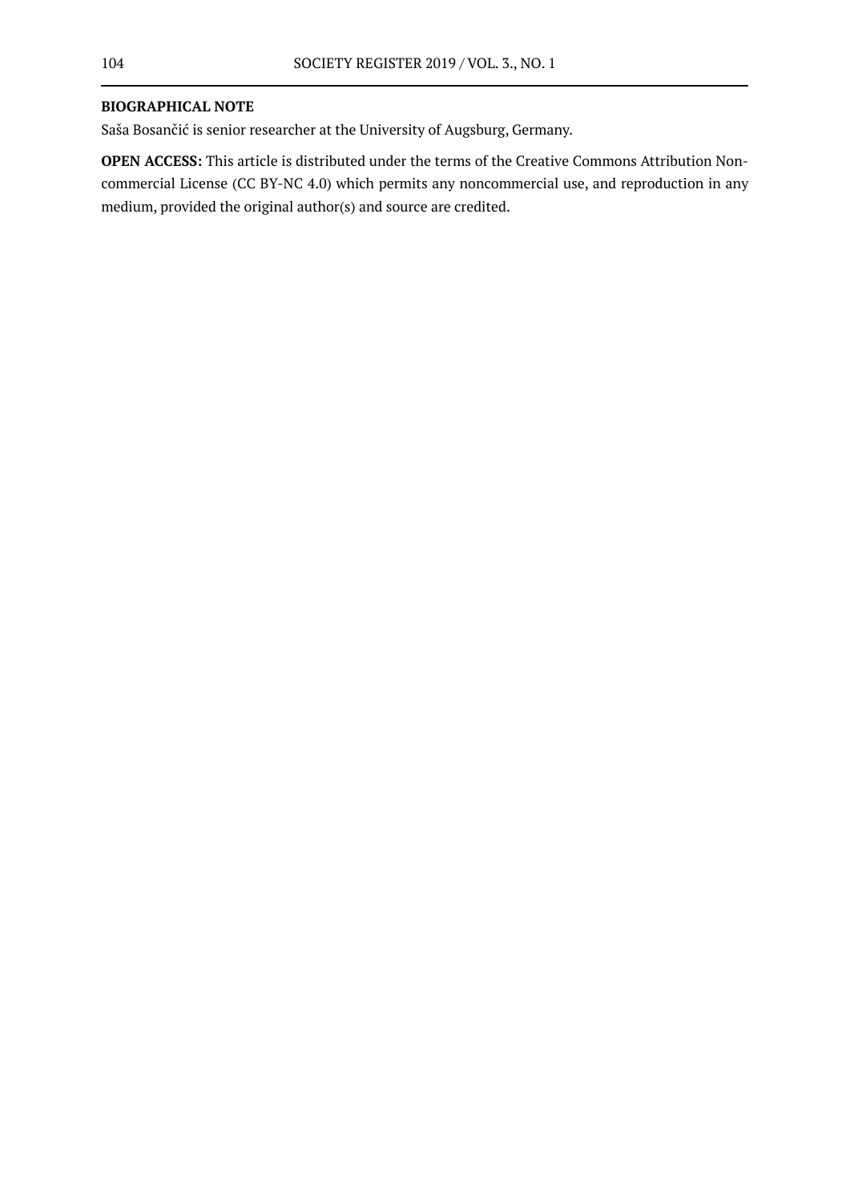**BIOGRAPHICAL NOTE**

Saša Bosančić is senior researcher at the University of Augsburg, Germany.

**OPEN ACCESS:** This article is distributed under the terms of the Creative Commons Attribution Non-commercial License (CC BY-NC 4.0) which permits any noncommercial use, and reproduction in any medium, provided the original author(s) and source are credited.